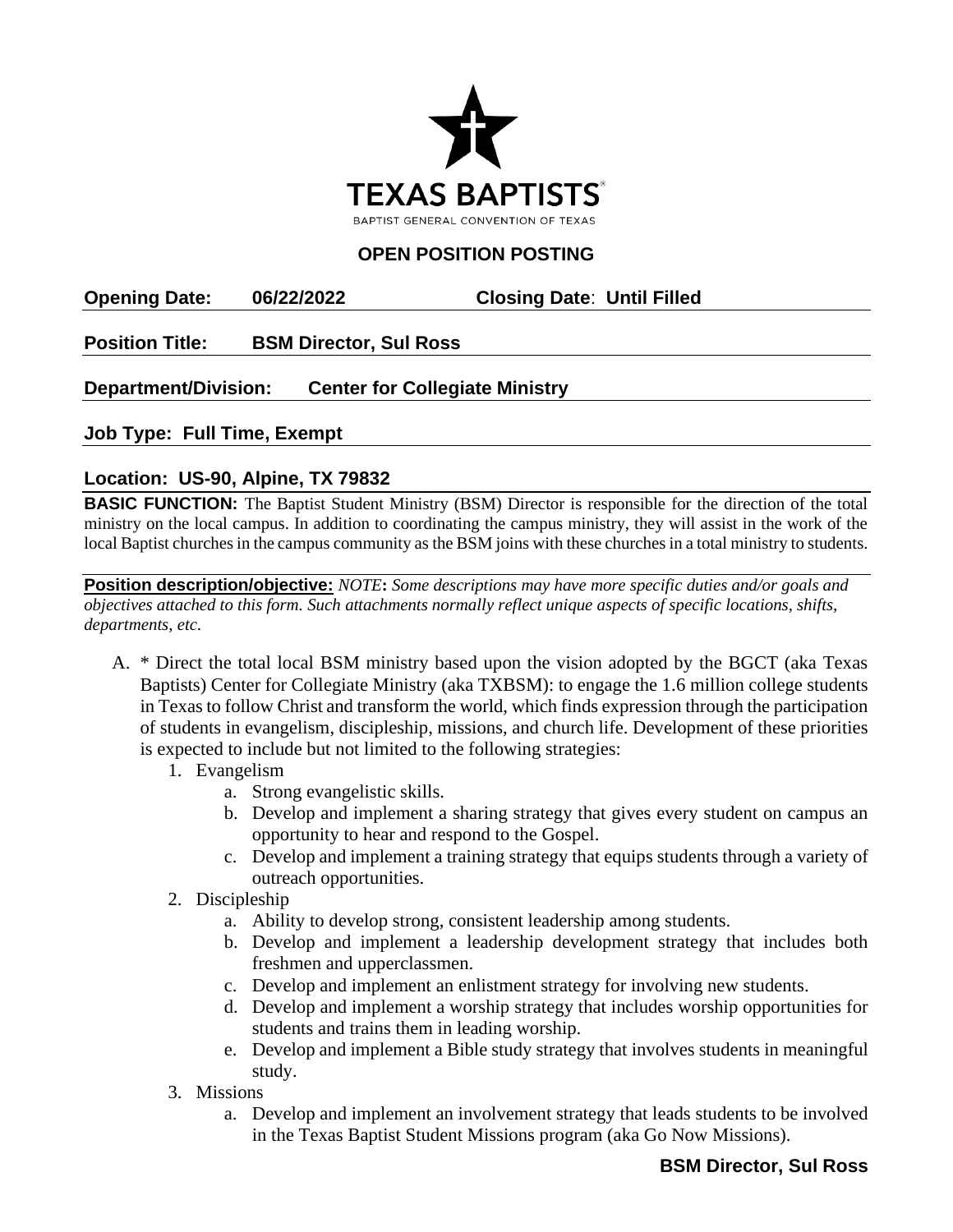TEXAS BAPTISTS®

BAPTIST GENERAL CONVENTION OF TEXAS

## OPEN POSITION POSTING

**Opening Date: 06/22/2022 Closing Date: Until Filled**

**Position Title: BSM Director, Sul Ross**

**Department/Division: Center for Collegiate Ministry**

**Job Type: Full Time, Exempt**

**Location: US-90, Alpine, TX 79832**

**BASIC FUNCTION:** The Baptist Student Ministry (BSM) Director is responsible for the direction of the total ministry on the local campus. In addition to coordinating the campus ministry, they will assist in the work of the local Baptist churches in the campus community as the BSM joins with these churches in a total ministry to students.

**Position description/objective:** *NOTE: Some descriptions may have more specific duties and/or goals and objectives attached to this form. Such attachments normally reflect unique aspects of specific locations, shifts, departments, etc.*

A. * Direct the total local BSM ministry based upon the vision adopted by the BGCT (aka Texas Baptists) Center for Collegiate Ministry (aka TXBSM): to engage the 1.6 million college students in Texas to follow Christ and transform the world, which finds expression through the participation of students in evangelism, discipleship, missions, and church life. Development of these priorities is expected to include but not limited to the following strategies:
   1. Evangelism
      a. Strong evangelistic skills.
      b. Develop and implement a sharing strategy that gives every student on campus an opportunity to hear and respond to the Gospel.
      c. Develop and implement a training strategy that equips students through a variety of outreach opportunities.
   2. Discipleship
      a. Ability to develop strong, consistent leadership among students.
      b. Develop and implement a leadership development strategy that includes both freshmen and upperclassmen.
      c. Develop and implement an enlistment strategy for involving new students.
      d. Develop and implement a worship strategy that includes worship opportunities for students and trains them in leading worship.
      e. Develop and implement a Bible study strategy that involves students in meaningful study.
   3. Missions
      a. Develop and implement an involvement strategy that leads students to be involved in the Texas Baptist Student Missions program (aka Go Now Missions).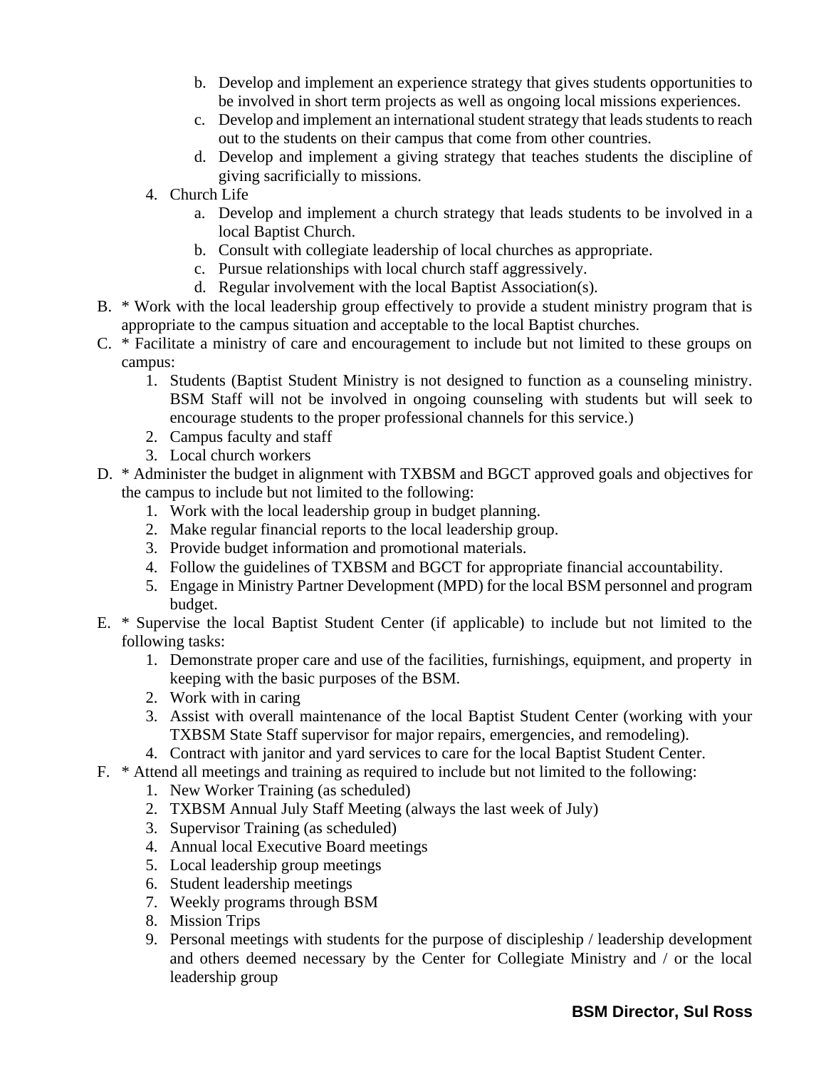b. Develop and implement an experience strategy that gives students opportunities to be involved in short term projects as well as ongoing local missions experiences.
   c. Develop and implement an international student strategy that leads students to reach out to the students on their campus that come from other countries.
   d. Develop and implement a giving strategy that teaches students the discipline of giving sacrificially to missions.

4. Church Life
   a. Develop and implement a church strategy that leads students to be involved in a local Baptist Church.
   b. Consult with collegiate leadership of local churches as appropriate.
   c. Pursue relationships with local church staff aggressively.
   d. Regular involvement with the local Baptist Association(s).

B. * Work with the local leadership group effectively to provide a student ministry program that is appropriate to the campus situation and acceptable to the local Baptist churches.

C. * Facilitate a ministry of care and encouragement to include but not limited to these groups on campus:
   1. Students (Baptist Student Ministry is not designed to function as a counseling ministry. BSM Staff will not be involved in ongoing counseling with students but will seek to encourage students to the proper professional channels for this service.)
   2. Campus faculty and staff
   3. Local church workers

D. * Administer the budget in alignment with TXBSM and BGCT approved goals and objectives for the campus to include but not limited to the following:
   1. Work with the local leadership group in budget planning.
   2. Make regular financial reports to the local leadership group.
   3. Provide budget information and promotional materials.
   4. Follow the guidelines of TXBSM and BGCT for appropriate financial accountability.
   5. Engage in Ministry Partner Development (MPD) for the local BSM personnel and program budget.

E. * Supervise the local Baptist Student Center (if applicable) to include but not limited to the following tasks:
   1. Demonstrate proper care and use of the facilities, furnishings, equipment, and property in keeping with the basic purposes of the BSM.
   2. Work with in caring
   3. Assist with overall maintenance of the local Baptist Student Center (working with your TXBSM State Staff supervisor for major repairs, emergencies, and remodeling).
   4. Contract with janitor and yard services to care for the local Baptist Student Center.

F. * Attend all meetings and training as required to include but not limited to the following:
   1. New Worker Training (as scheduled)
   2. TXBSM Annual July Staff Meeting (always the last week of July)
   3. Supervisor Training (as scheduled)
   4. Annual local Executive Board meetings
   5. Local leadership group meetings
   6. Student leadership meetings
   7. Weekly programs through BSM
   8. Mission Trips
   9. Personal meetings with students for the purpose of discipleship / leadership development and others deemed necessary by the Center for Collegiate Ministry and / or the local leadership group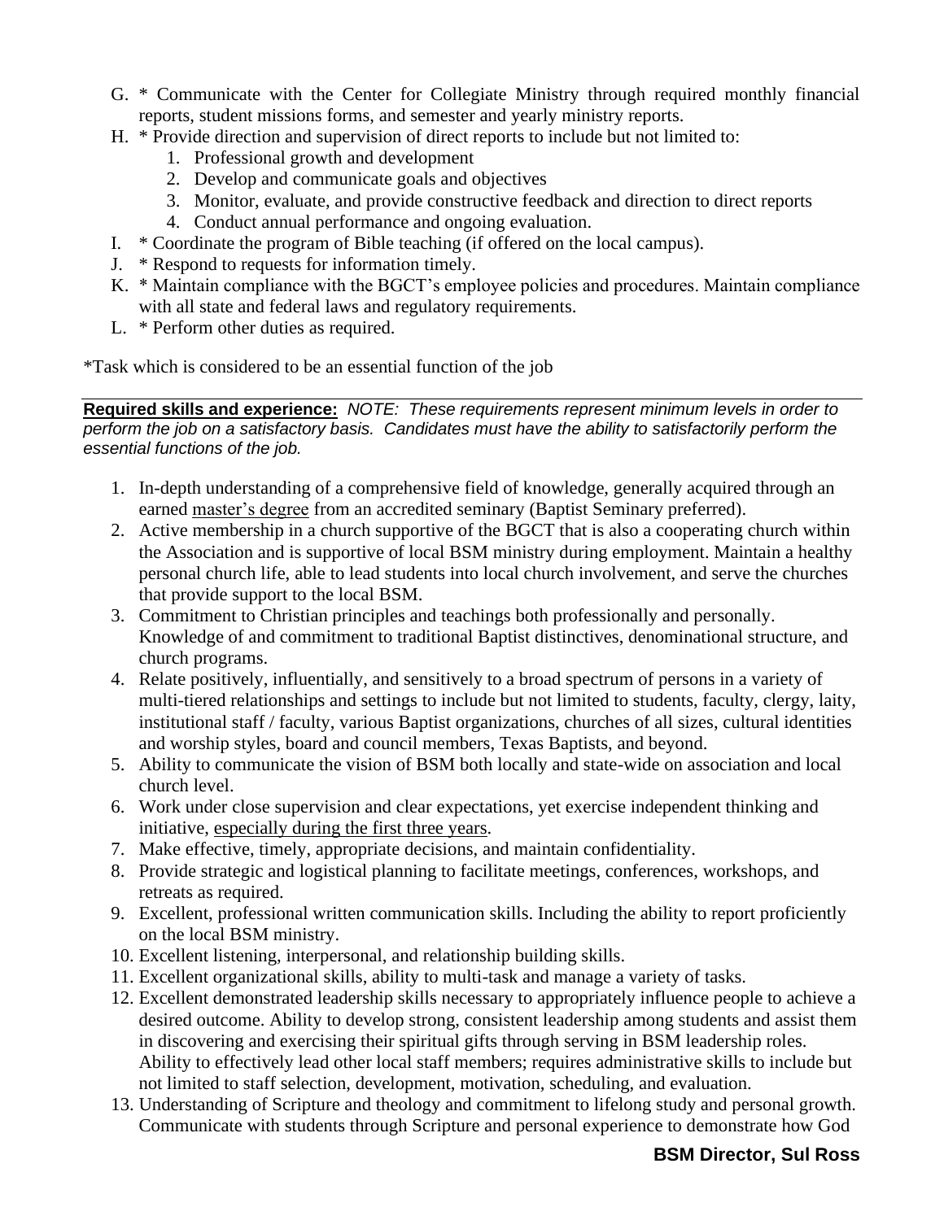G. * Communicate with the Center for Collegiate Ministry through required monthly financial reports, student missions forms, and semester and yearly ministry reports.
H. * Provide direction and supervision of direct reports to include but not limited to:
   1. Professional growth and development
   2. Develop and communicate goals and objectives
   3. Monitor, evaluate, and provide constructive feedback and direction to direct reports
   4. Conduct annual performance and ongoing evaluation.
I. * Coordinate the program of Bible teaching (if offered on the local campus).
J. * Respond to requests for information timely.
K. * Maintain compliance with the BGCT's employee policies and procedures. Maintain compliance with all state and federal laws and regulatory requirements.
L. * Perform other duties as required.

*Task which is considered to be an essential function of the job

---

**Required skills and experience:** *NOTE: These requirements represent minimum levels in order to perform the job on a satisfactory basis. Candidates must have the ability to satisfactorily perform the essential functions of the job.*

1. In-depth understanding of a comprehensive field of knowledge, generally acquired through an earned master's degree from an accredited seminary (Baptist Seminary preferred).
2. Active membership in a church supportive of the BGCT that is also a cooperating church within the Association and is supportive of local BSM ministry during employment. Maintain a healthy personal church life, able to lead students into local church involvement, and serve the churches that provide support to the local BSM.
3. Commitment to Christian principles and teachings both professionally and personally. Knowledge of and commitment to traditional Baptist distinctives, denominational structure, and church programs.
4. Relate positively, influentially, and sensitively to a broad spectrum of persons in a variety of multi-tiered relationships and settings to include but not limited to students, faculty, clergy, laity, institutional staff / faculty, various Baptist organizations, churches of all sizes, cultural identities and worship styles, board and council members, Texas Baptists, and beyond.
5. Ability to communicate the vision of BSM both locally and state-wide on association and local church level.
6. Work under close supervision and clear expectations, yet exercise independent thinking and initiative, especially during the first three years.
7. Make effective, timely, appropriate decisions, and maintain confidentiality.
8. Provide strategic and logistical planning to facilitate meetings, conferences, workshops, and retreats as required.
9. Excellent, professional written communication skills. Including the ability to report proficiently on the local BSM ministry.
10. Excellent listening, interpersonal, and relationship building skills.
11. Excellent organizational skills, ability to multi-task and manage a variety of tasks.
12. Excellent demonstrated leadership skills necessary to appropriately influence people to achieve a desired outcome. Ability to develop strong, consistent leadership among students and assist them in discovering and exercising their spiritual gifts through serving in BSM leadership roles. Ability to effectively lead other local staff members; requires administrative skills to include but not limited to staff selection, development, motivation, scheduling, and evaluation.
13. Understanding of Scripture and theology and commitment to lifelong study and personal growth. Communicate with students through Scripture and personal experience to demonstrate how God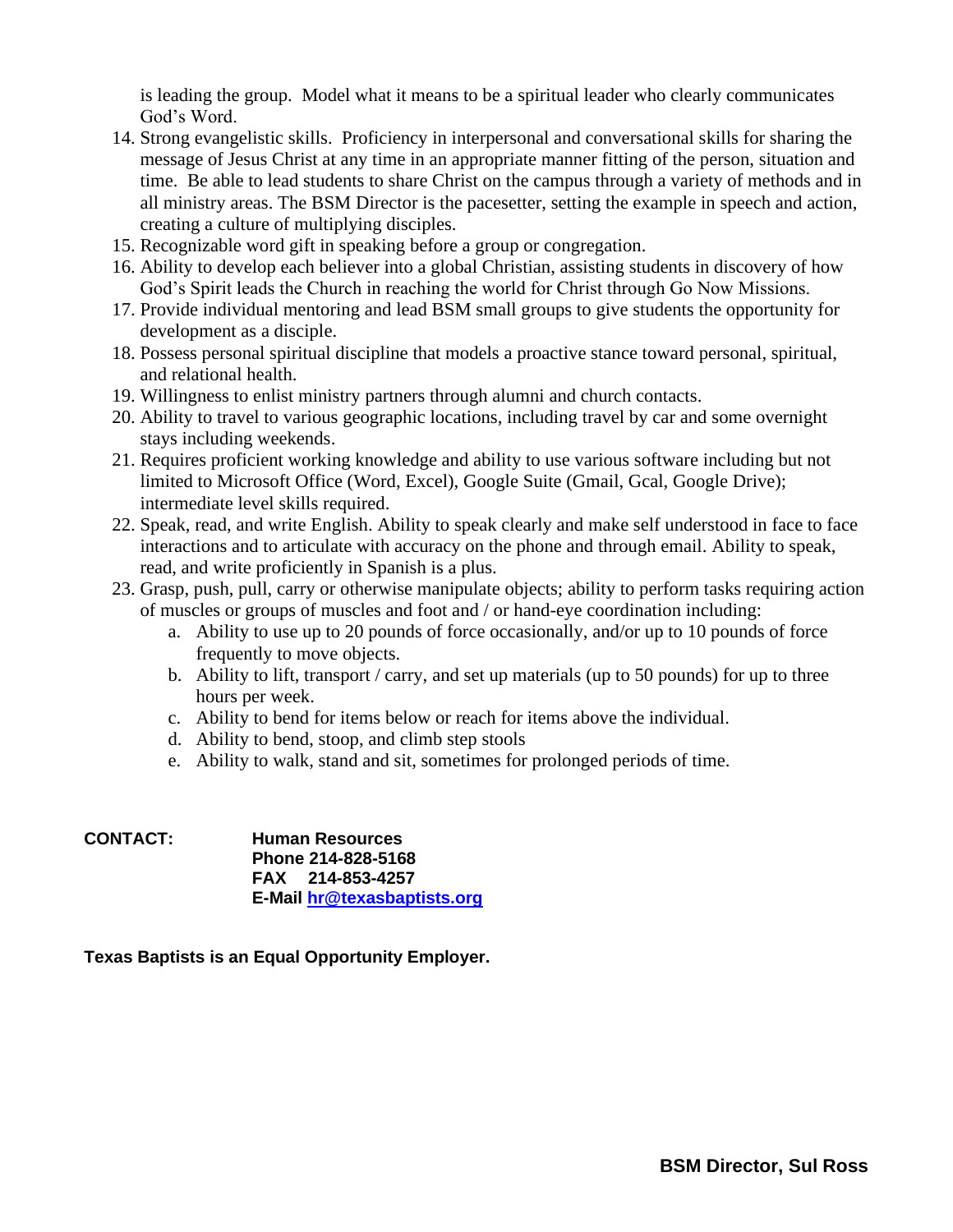is leading the group. Model what it means to be a spiritual leader who clearly communicates God's Word.

14. Strong evangelistic skills. Proficiency in interpersonal and conversational skills for sharing the message of Jesus Christ at any time in an appropriate manner fitting of the person, situation and time. Be able to lead students to share Christ on the campus through a variety of methods and in all ministry areas. The BSM Director is the pacesetter, setting the example in speech and action, creating a culture of multiplying disciples.
15. Recognizable word gift in speaking before a group or congregation.
16. Ability to develop each believer into a global Christian, assisting students in discovery of how God's Spirit leads the Church in reaching the world for Christ through Go Now Missions.
17. Provide individual mentoring and lead BSM small groups to give students the opportunity for development as a disciple.
18. Possess personal spiritual discipline that models a proactive stance toward personal, spiritual, and relational health.
19. Willingness to enlist ministry partners through alumni and church contacts.
20. Ability to travel to various geographic locations, including travel by car and some overnight stays including weekends.
21. Requires proficient working knowledge and ability to use various software including but not limited to Microsoft Office (Word, Excel), Google Suite (Gmail, Gcal, Google Drive); intermediate level skills required.
22. Speak, read, and write English. Ability to speak clearly and make self understood in face to face interactions and to articulate with accuracy on the phone and through email. Ability to speak, read, and write proficiently in Spanish is a plus.
23. Grasp, push, pull, carry or otherwise manipulate objects; ability to perform tasks requiring action of muscles or groups of muscles and foot and / or hand-eye coordination including:
    a. Ability to use up to 20 pounds of force occasionally, and/or up to 10 pounds of force frequently to move objects.
    b. Ability to lift, transport / carry, and set up materials (up to 50 pounds) for up to three hours per week.
    c. Ability to bend for items below or reach for items above the individual.
    d. Ability to bend, stoop, and climb step stools
    e. Ability to walk, stand and sit, sometimes for prolonged periods of time.

**CONTACT:** **Human Resources**
**Phone 214-828-5168**
**FAX 214-853-4257**
**E-Mail hr@texasbaptists.org**

**Texas Baptists is an Equal Opportunity Employer.**